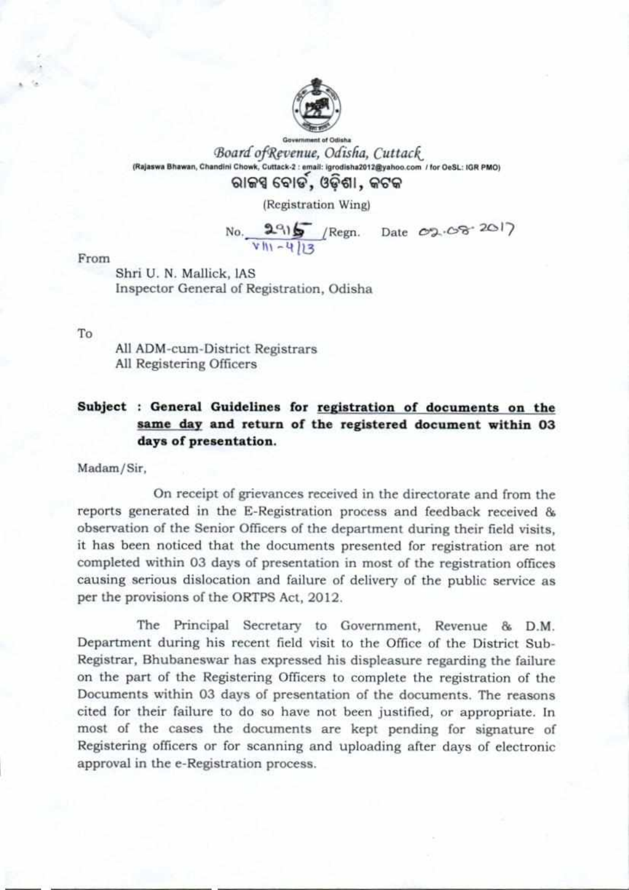Government of Odisha

*Board of Revenue, Odisha, Cuttack*

(Rajaswa Bhawan, Chandini Chowk, Cuttack-2 : email: igrodisha2012@yahoo.com / for OeSL: IGR PMO)

ରାଜସ୍ୱ ବୋର୍ଡ, ଓଡ଼ିଶା, କଟକ

(Registration Wing)

No. 2915 /Regn. Date 02.08.2017
VIII-4/13

From

Shri U. N. Mallick, IAS
Inspector General of Registration, Odisha

To

All ADM-cum-District Registrars
All Registering Officers

**Subject : General Guidelines for <u>registration of documents on the same day</u> and return of the registered document within 03 days of presentation.**

Madam/Sir,

On receipt of grievances received in the directorate and from the reports generated in the E-Registration process and feedback received & observation of the Senior Officers of the department during their field visits, it has been noticed that the documents presented for registration are not completed within 03 days of presentation in most of the registration offices causing serious dislocation and failure of delivery of the public service as per the provisions of the ORTPS Act, 2012.

The Principal Secretary to Government, Revenue & D.M. Department during his recent field visit to the Office of the District Sub-Registrar, Bhubaneswar has expressed his displeasure regarding the failure on the part of the Registering Officers to complete the registration of the Documents within 03 days of presentation of the documents. The reasons cited for their failure to do so have not been justified, or appropriate. In most of the cases the documents are kept pending for signature of Registering officers or for scanning and uploading after days of electronic approval in the e-Registration process.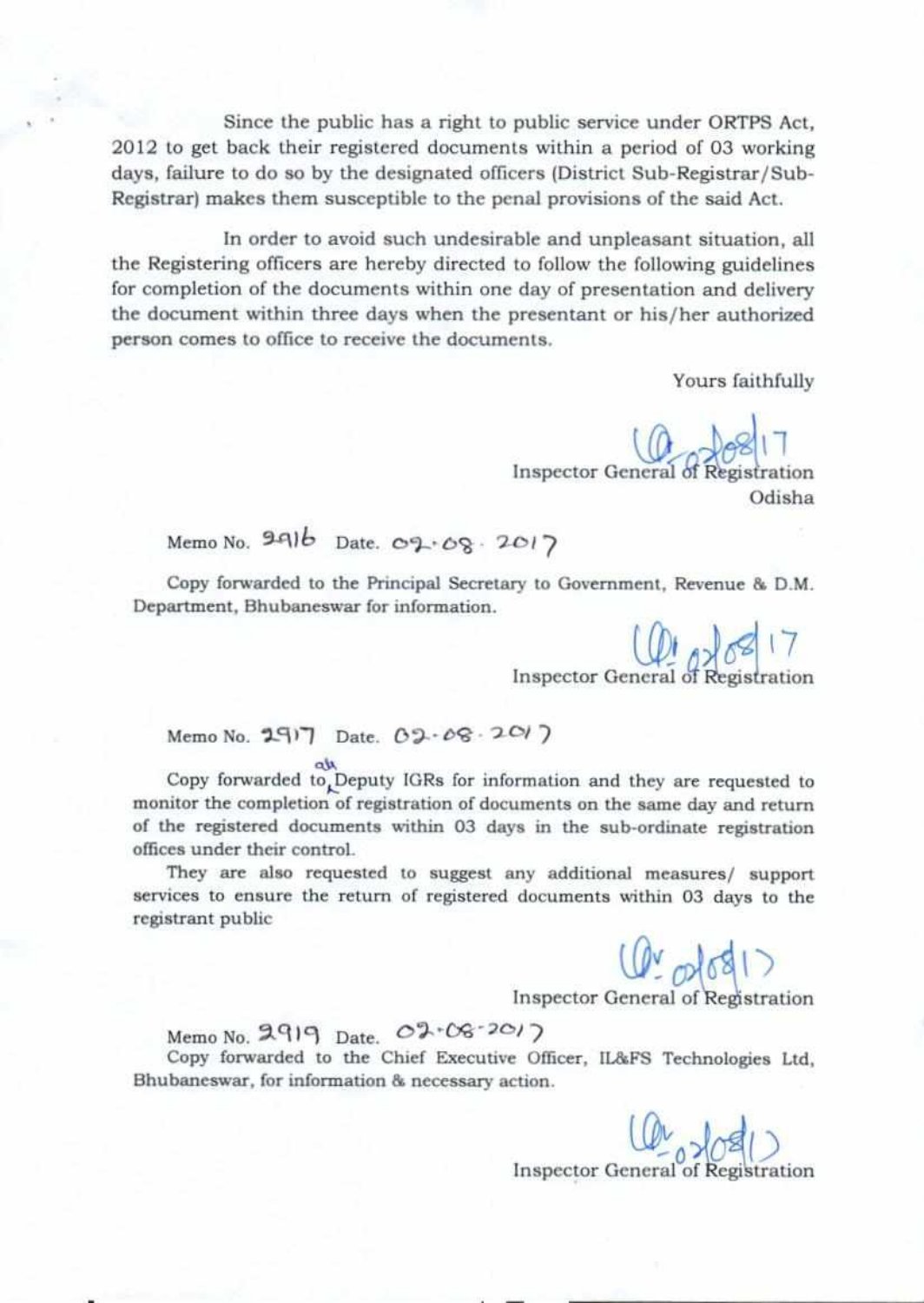Since the public has a right to public service under ORTPS Act, 2012 to get back their registered documents within a period of 03 working days, failure to do so by the designated officers (District Sub-Registrar/Sub-Registrar) makes them susceptible to the penal provisions of the said Act.

In order to avoid such undesirable and unpleasant situation, all the Registering officers are hereby directed to follow the following guidelines for completion of the documents within one day of presentation and delivery the document within three days when the presentant or his/her authorized person comes to office to receive the documents.

Yours faithfully

02/08/17
Inspector General of Registration
Odisha

Memo No. 2916 Date. 02.08.2017

Copy forwarded to the Principal Secretary to Government, Revenue & D.M. Department, Bhubaneswar for information.

02/08/17
Inspector General of Registration

Memo No. 2917 Date. 02.08.2017

Copy forwarded to all Deputy IGRs for information and they are requested to monitor the completion of registration of documents on the same day and return of the registered documents within 03 days in the sub-ordinate registration offices under their control.

They are also requested to suggest any additional measures/ support services to ensure the return of registered documents within 03 days to the registrant public

02/08/17
Inspector General of Registration

Memo No. 2919 Date. 02.08.2017

Copy forwarded to the Chief Executive Officer, IL&FS Technologies Ltd, Bhubaneswar, for information & necessary action.

02/08/17
Inspector General of Registration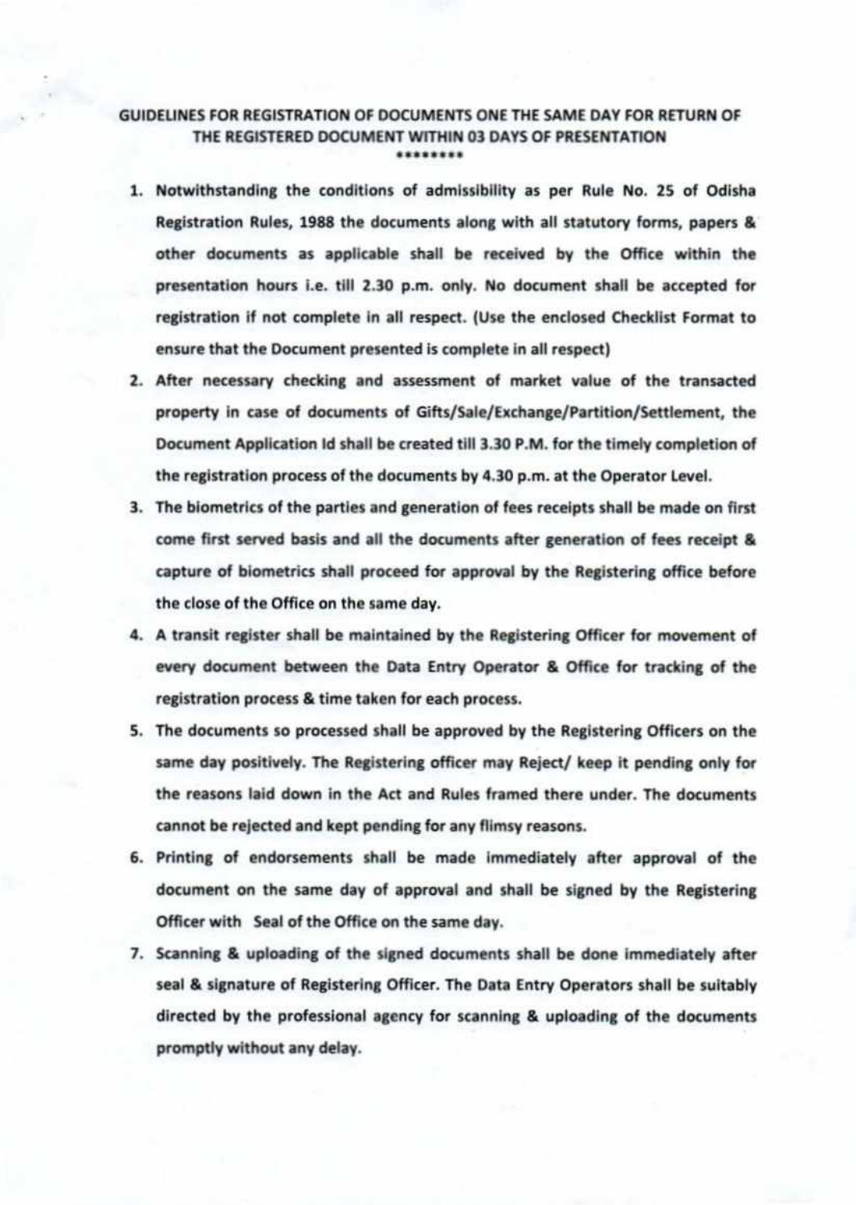**GUIDELINES FOR REGISTRATION OF DOCUMENTS ONE THE SAME DAY FOR RETURN OF THE REGISTERED DOCUMENT WITHIN 03 DAYS OF PRESENTATION**

********

1. Notwithstanding the conditions of admissibility as per Rule No. 25 of Odisha Registration Rules, 1988 the documents along with all statutory forms, papers & other documents as applicable shall be received by the Office within the presentation hours i.e. till 2.30 p.m. only. No document shall be accepted for registration if not complete in all respect. (Use the enclosed Checklist Format to ensure that the Document presented is complete in all respect)
2. After necessary checking and assessment of market value of the transacted property in case of documents of Gifts/Sale/Exchange/Partition/Settlement, the Document Application Id shall be created till 3.30 P.M. for the timely completion of the registration process of the documents by 4.30 p.m. at the Operator Level.
3. The biometrics of the parties and generation of fees receipts shall be made on first come first served basis and all the documents after generation of fees receipt & capture of biometrics shall proceed for approval by the Registering office before the close of the Office on the same day.
4. A transit register shall be maintained by the Registering Officer for movement of every document between the Data Entry Operator & Office for tracking of the registration process & time taken for each process.
5. The documents so processed shall be approved by the Registering Officers on the same day positively. The Registering officer may Reject/ keep it pending only for the reasons laid down in the Act and Rules framed there under. The documents cannot be rejected and kept pending for any flimsy reasons.
6. Printing of endorsements shall be made immediately after approval of the document on the same day of approval and shall be signed by the Registering Officer with Seal of the Office on the same day.
7. Scanning & uploading of the signed documents shall be done immediately after seal & signature of Registering Officer. The Data Entry Operators shall be suitably directed by the professional agency for scanning & uploading of the documents promptly without any delay.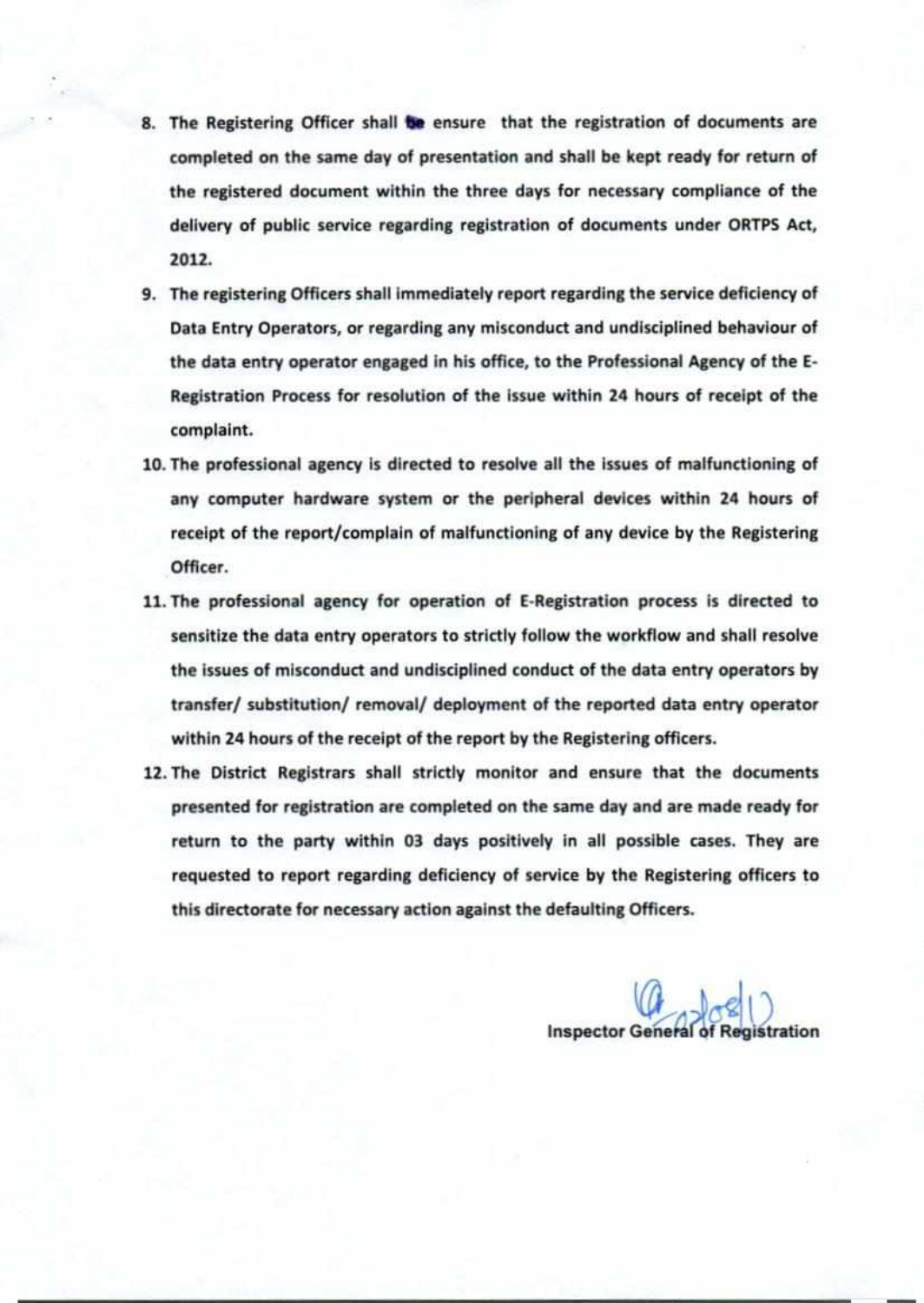8. The Registering Officer shall be ensure that the registration of documents are completed on the same day of presentation and shall be kept ready for return of the registered document within the three days for necessary compliance of the delivery of public service regarding registration of documents under ORTPS Act, 2012.
9. The registering Officers shall immediately report regarding the service deficiency of Data Entry Operators, or regarding any misconduct and undisciplined behaviour of the data entry operator engaged in his office, to the Professional Agency of the E-Registration Process for resolution of the issue within 24 hours of receipt of the complaint.
10. The professional agency is directed to resolve all the issues of malfunctioning of any computer hardware system or the peripheral devices within 24 hours of receipt of the report/complain of malfunctioning of any device by the Registering Officer.
11. The professional agency for operation of E-Registration process is directed to sensitize the data entry operators to strictly follow the workflow and shall resolve the issues of misconduct and undisciplined conduct of the data entry operators by transfer/ substitution/ removal/ deployment of the reported data entry operator within 24 hours of the receipt of the report by the Registering officers.
12. The District Registrars shall strictly monitor and ensure that the documents presented for registration are completed on the same day and are made ready for return to the party within 03 days positively in all possible cases. They are requested to report regarding deficiency of service by the Registering officers to this directorate for necessary action against the defaulting Officers.

Inspector General of Registration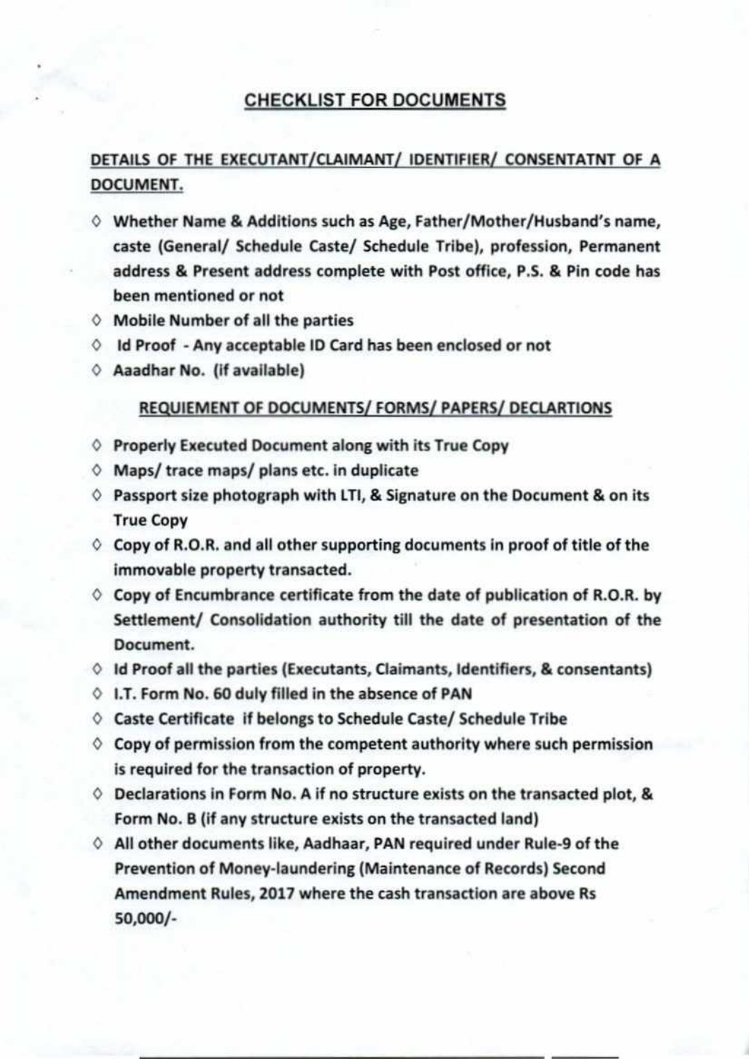# CHECKLIST FOR DOCUMENTS

## DETAILS OF THE EXECUTANT/CLAIMANT/ IDENTIFIER/ CONSENTATNT OF A DOCUMENT.

- Whether Name & Additions such as Age, Father/Mother/Husband's name, caste (General/ Schedule Caste/ Schedule Tribe), profession, Permanent address & Present address complete with Post office, P.S. & Pin code has been mentioned or not
- Mobile Number of all the parties
- Id Proof - Any acceptable ID Card has been enclosed or not
- Aadhar No. (if available)

## REQUIEMENT OF DOCUMENTS/ FORMS/ PAPERS/ DECLARTIONS

- Properly Executed Document along with its True Copy
- Maps/ trace maps/ plans etc. in duplicate
- Passport size photograph with LTI, & Signature on the Document & on its True Copy
- Copy of R.O.R. and all other supporting documents in proof of title of the immovable property transacted.
- Copy of Encumbrance certificate from the date of publication of R.O.R. by Settlement/ Consolidation authority till the date of presentation of the Document.
- Id Proof all the parties (Executants, Claimants, Identifiers, & consentants)
- I.T. Form No. 60 duly filled in the absence of PAN
- Caste Certificate if belongs to Schedule Caste/ Schedule Tribe
- Copy of permission from the competent authority where such permission is required for the transaction of property.
- Declarations in Form No. A if no structure exists on the transacted plot, & Form No. B (if any structure exists on the transacted land)
- All other documents like, Aadhaar, PAN required under Rule-9 of the Prevention of Money-laundering (Maintenance of Records) Second Amendment Rules, 2017 where the cash transaction are above Rs 50,000/-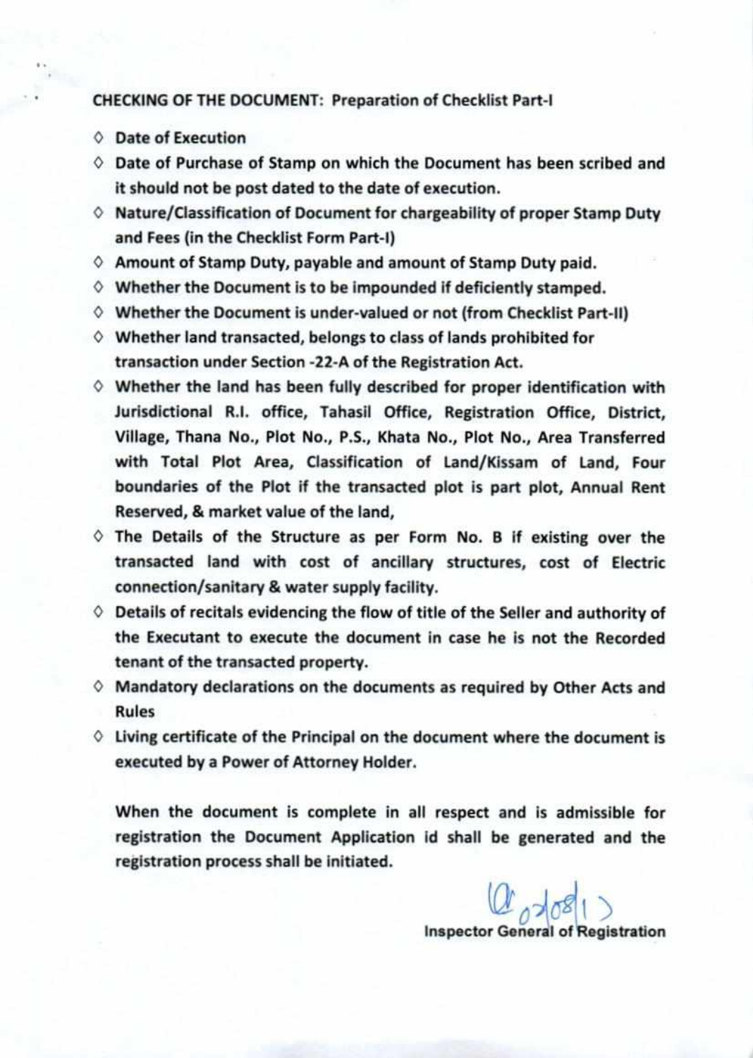**CHECKING OF THE DOCUMENT: Preparation of Checklist Part-I**

- ◊ **Date of Execution**
- ◊ **Date of Purchase of Stamp on which the Document has been scribed and it should not be post dated to the date of execution.**
- ◊ **Nature/Classification of Document for chargeability of proper Stamp Duty and Fees (in the Checklist Form Part-I)**
- ◊ **Amount of Stamp Duty, payable and amount of Stamp Duty paid.**
- ◊ **Whether the Document is to be impounded if deficiently stamped.**
- ◊ **Whether the Document is under-valued or not (from Checklist Part-II)**
- ◊ **Whether land transacted, belongs to class of lands prohibited for transaction under Section -22-A of the Registration Act.**
- ◊ **Whether the land has been fully described for proper identification with Jurisdictional R.I. office, Tahasil Office, Registration Office, District, Village, Thana No., Plot No., P.S., Khata No., Plot No., Area Transferred with Total Plot Area, Classification of Land/Kissam of Land, Four boundaries of the Plot if the transacted plot is part plot, Annual Rent Reserved, & market value of the land,**
- ◊ **The Details of the Structure as per Form No. B if existing over the transacted land with cost of ancillary structures, cost of Electric connection/sanitary & water supply facility.**
- ◊ **Details of recitals evidencing the flow of title of the Seller and authority of the Executant to execute the document in case he is not the Recorded tenant of the transacted property.**
- ◊ **Mandatory declarations on the documents as required by Other Acts and Rules**
- ◊ **Living certificate of the Principal on the document where the document is executed by a Power of Attorney Holder.**

**When the document is complete in all respect and is admissible for registration the Document Application id shall be generated and the registration process shall be initiated.**

02/08/1?

**Inspector General of Registration**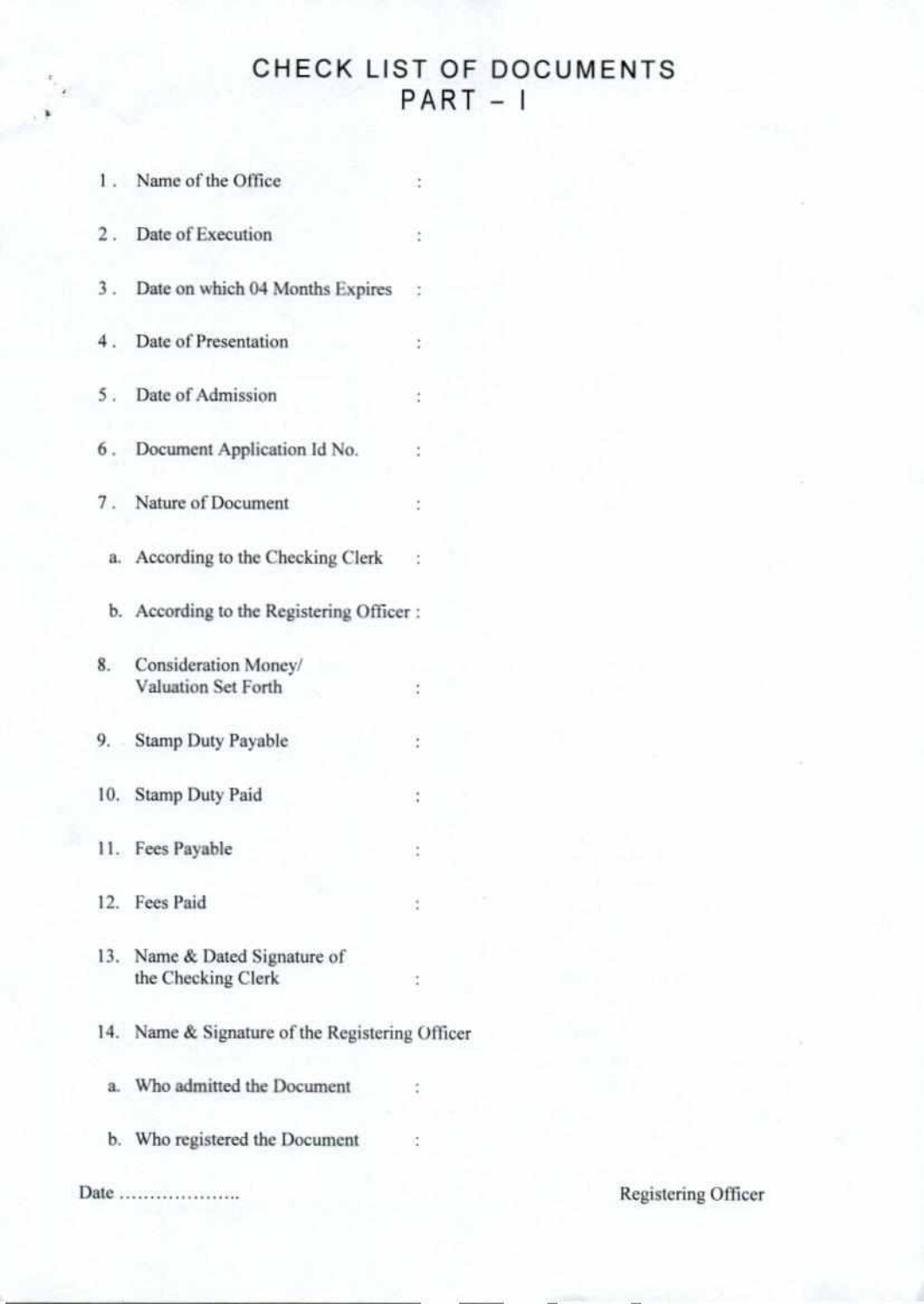# CHECK LIST OF DOCUMENTS
## PART – I

1. Name of the Office :
2. Date of Execution :
3. Date on which 04 Months Expires :
4. Date of Presentation :
5. Date of Admission :
6. Document Application Id No. :
7. Nature of Document :
   a. According to the Checking Clerk :
   b. According to the Registering Officer :
8. Consideration Money/ Valuation Set Forth :
9. Stamp Duty Payable :
10. Stamp Duty Paid :
11. Fees Payable :
12. Fees Paid :
13. Name & Dated Signature of the Checking Clerk :
14. Name & Signature of the Registering Officer
    a. Who admitted the Document :
    b. Who registered the Document :

Date ………………..

Registering Officer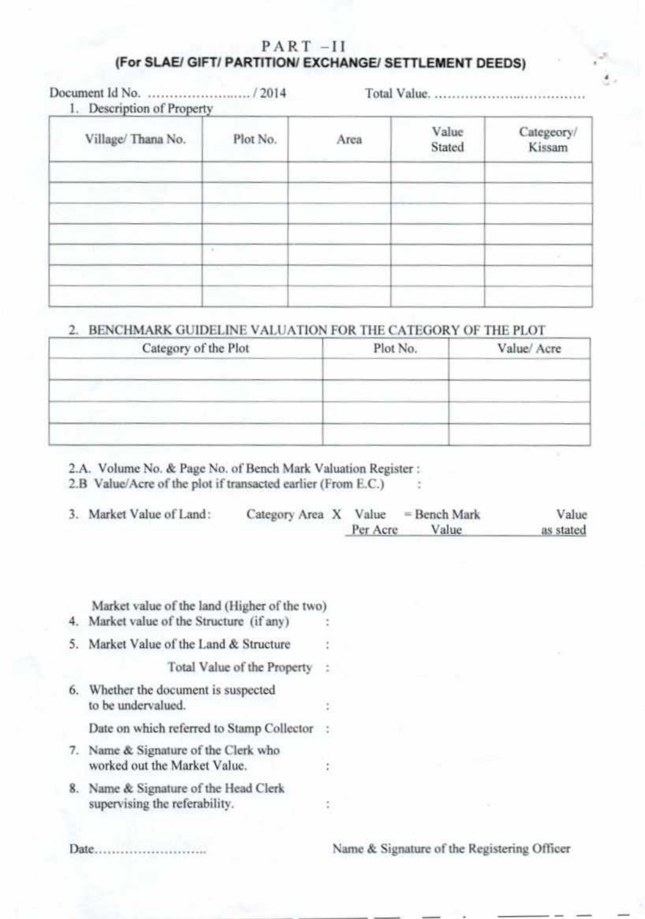# PART –II
## (For SLAE/ GIFT/ PARTITION/ EXCHANGE/ SETTLEMENT DEEDS)

Document Id No. ....................... / 2014 Total Value. ....................................

1. Description of Property

| Village/ Thana No. | Plot No. | Area | Value Stated | Categeory/ Kissam |
|---|---|---|---|---|
| | | | | |
| | | | | |
| | | | | |
| | | | | |
| | | | | |
| | | | | |
| | | | | |

2. BENCHMARK GUIDELINE VALUATION FOR THE CATEGORY OF THE PLOT

| Category of the Plot | Plot No. | Value/ Acre |
|---|---|---|
| | | |
| | | |
| | | |
| | | |

2.A. Volume No. & Page No. of Bench Mark Valuation Register :

2.B Value/Acre of the plot if transacted earlier (From E.C.) :

3. Market Value of Land: Category Area X Value Per Acre = Bench Mark Value    Value as stated

Market value of the land (Higher of the two)

4. Market value of the Structure (if any) :
5. Market Value of the Land & Structure :

   Total Value of the Property :

6. Whether the document is suspected to be undervalued. :

   Date on which referred to Stamp Collector :

7. Name & Signature of the Clerk who worked out the Market Value. :
8. Name & Signature of the Head Clerk supervising the referability. :

Date.........................    Name & Signature of the Registering Officer